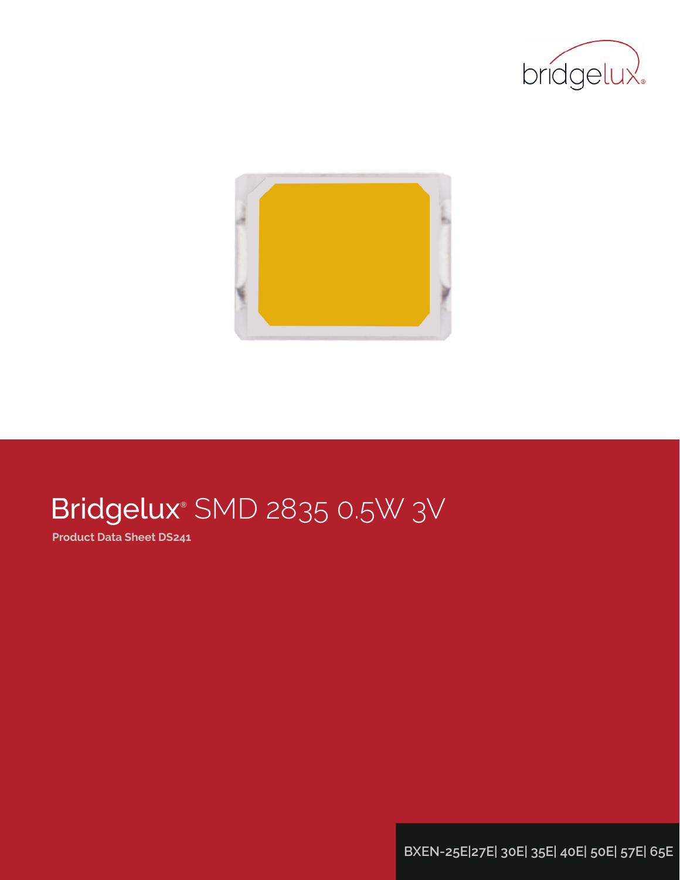# Bridgelux® SMD 2835 0.5W 3V

**Product Data Sheet DS241**

BXEN-25E|27E| 30E| 35E| 40E| 50E| 57E| 65E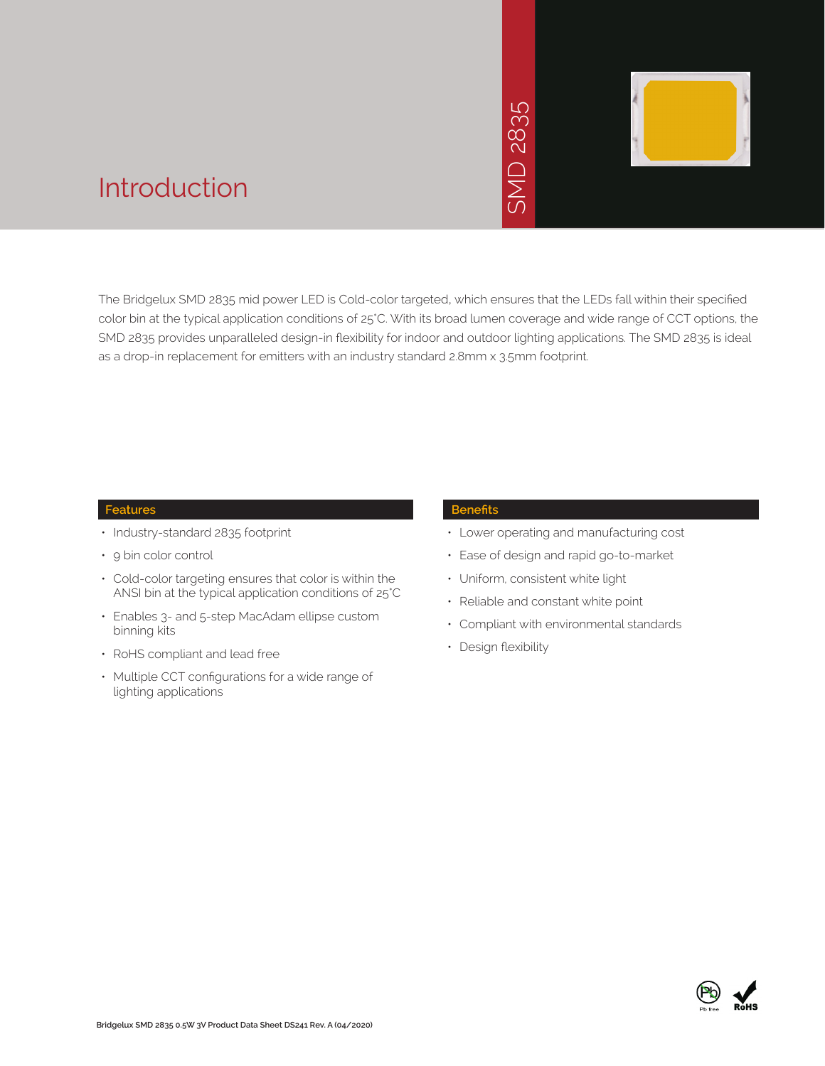# Introduction

SMD 2835

The Bridgelux SMD 2835 mid power LED is Cold-color targeted, which ensures that the LEDs fall within their specified color bin at the typical application conditions of 25°C. With its broad lumen coverage and wide range of CCT options, the SMD 2835 provides unparalleled design-in flexibility for indoor and outdoor lighting applications. The SMD 2835 is ideal as a drop-in replacement for emitters with an industry standard 2.8mm x 3.5mm footprint.

## Features

- Industry-standard 2835 footprint
- 9 bin color control
- Cold-color targeting ensures that color is within the ANSI bin at the typical application conditions of 25°C
- Enables 3- and 5-step MacAdam ellipse custom binning kits
- RoHS compliant and lead free
- Multiple CCT configurations for a wide range of lighting applications

## Benefits

- Lower operating and manufacturing cost
- Ease of design and rapid go-to-market
- Uniform, consistent white light
- Reliable and constant white point
- Compliant with environmental standards
- Design flexibility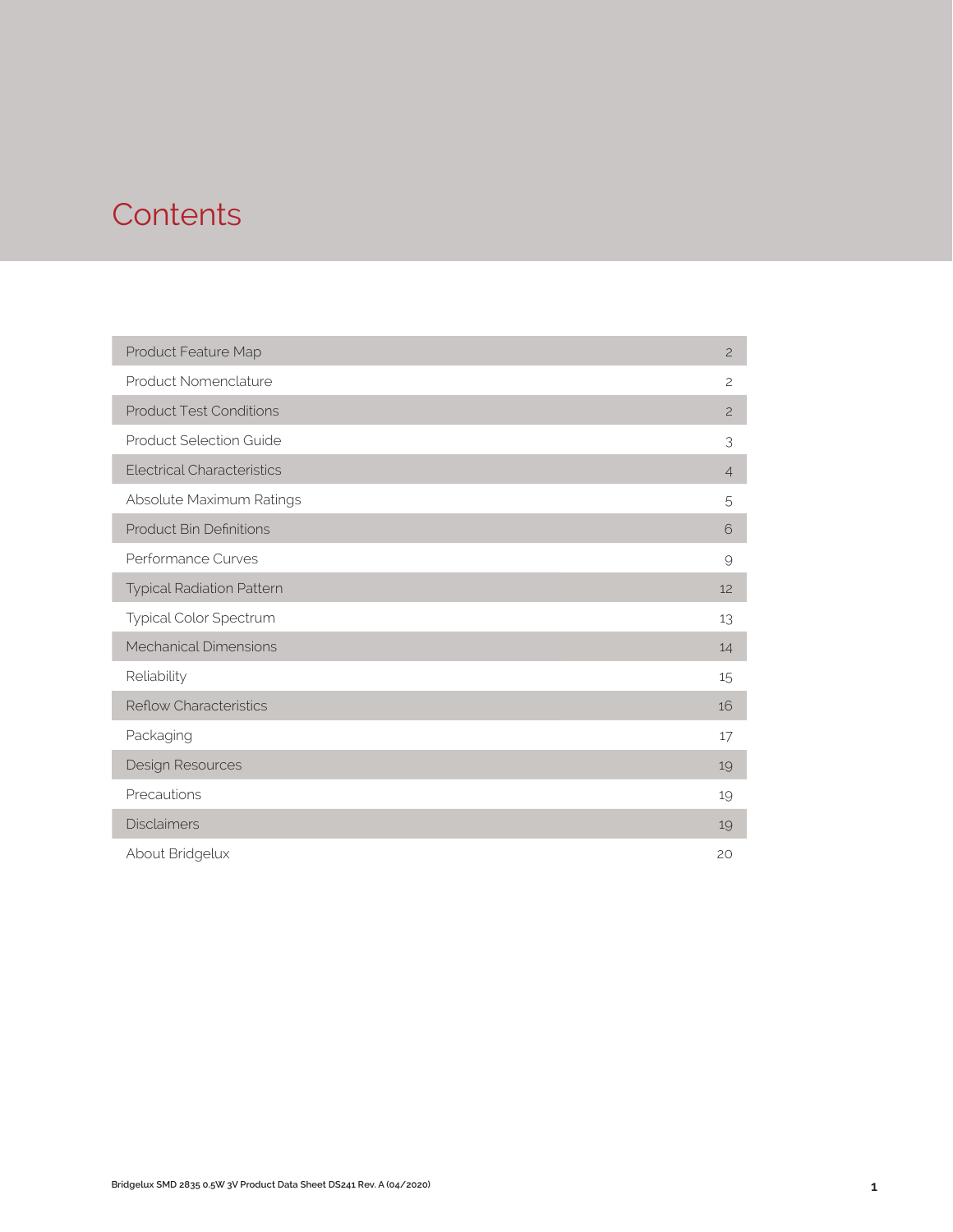# Contents

| | |
|---|---|
| Product Feature Map | 2 |
| Product Nomenclature | 2 |
| Product Test Conditions | 2 |
| Product Selection Guide | 3 |
| Electrical Characteristics | 4 |
| Absolute Maximum Ratings | 5 |
| Product Bin Definitions | 6 |
| Performance Curves | 9 |
| Typical Radiation Pattern | 12 |
| Typical Color Spectrum | 13 |
| Mechanical Dimensions | 14 |
| Reliability | 15 |
| Reflow Characteristics | 16 |
| Packaging | 17 |
| Design Resources | 19 |
| Precautions | 19 |
| Disclaimers | 19 |
| About Bridgelux | 20 |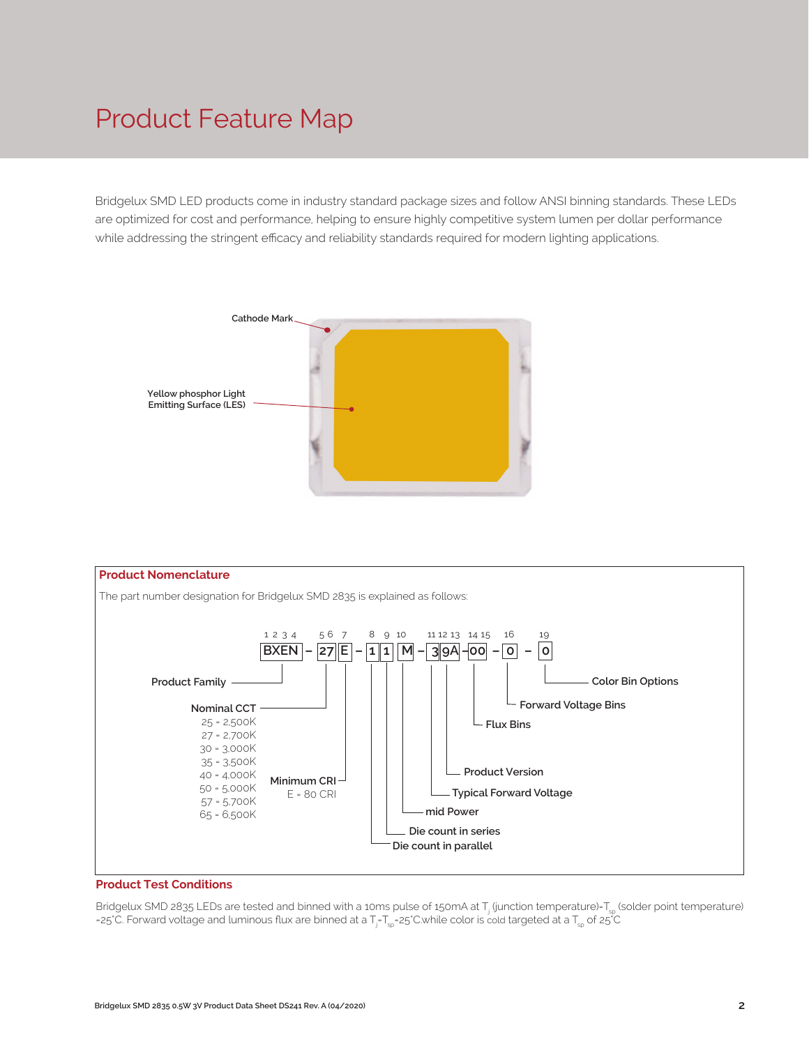# Product Feature Map

Bridgelux SMD LED products come in industry standard package sizes and follow ANSI binning standards. These LEDs are optimized for cost and performance, helping to ensure highly competitive system lumen per dollar performance while addressing the stringent efficacy and reliability standards required for modern lighting applications.

Cathode Mark

Yellow phosphor Light Emitting Surface (LES)

## Product Nomenclature

The part number designation for Bridgelux SMD 2835 is explained as follows:

```
1 2 3 4   5 6  7    8   9   10    11 12 13  14 15   16     19
 BXEN   -  27  E  -  1   1   M  -  3  9A  -  00   -  0  -  0
```

| Positions | Code | Description |
|---|---|---|
| 1 2 3 4 | BXEN | Product Family |
| 5 6 | 27 | Nominal CCT |
| 7 | E | Minimum CRI |
| 8 | 1 | Die count in parallel |
| 9 | 1 | Die count in series |
| 10 | M | mid Power |
| 11 | 3 | Typical Forward Voltage |
| 12 13 | 9A | Product Version |
| 14 15 | 00 | Flux Bins |
| 16 | 0 | Forward Voltage Bins |
| 19 | 0 | Color Bin Options |

Nominal CCT
- 25 = 2,500K
- 27 = 2,700K
- 30 = 3,000K
- 35 = 3,500K
- 40 = 4,000K
- 50 = 5,000K
- 57 = 5,700K
- 65 = 6,500K

Minimum CRI
- E = 80 CRI

## Product Test Conditions

Bridgelux SMD 2835 LEDs are tested and binned with a 10ms pulse of 150mA at $T_j$ (junction temperature)=$T_{sp}$ (solder point temperature) =25°C. Forward voltage and luminous flux are binned at a $T_j$=$T_{sp}$=25°C while color is cold targeted at a $T_{sp}$ of 25°C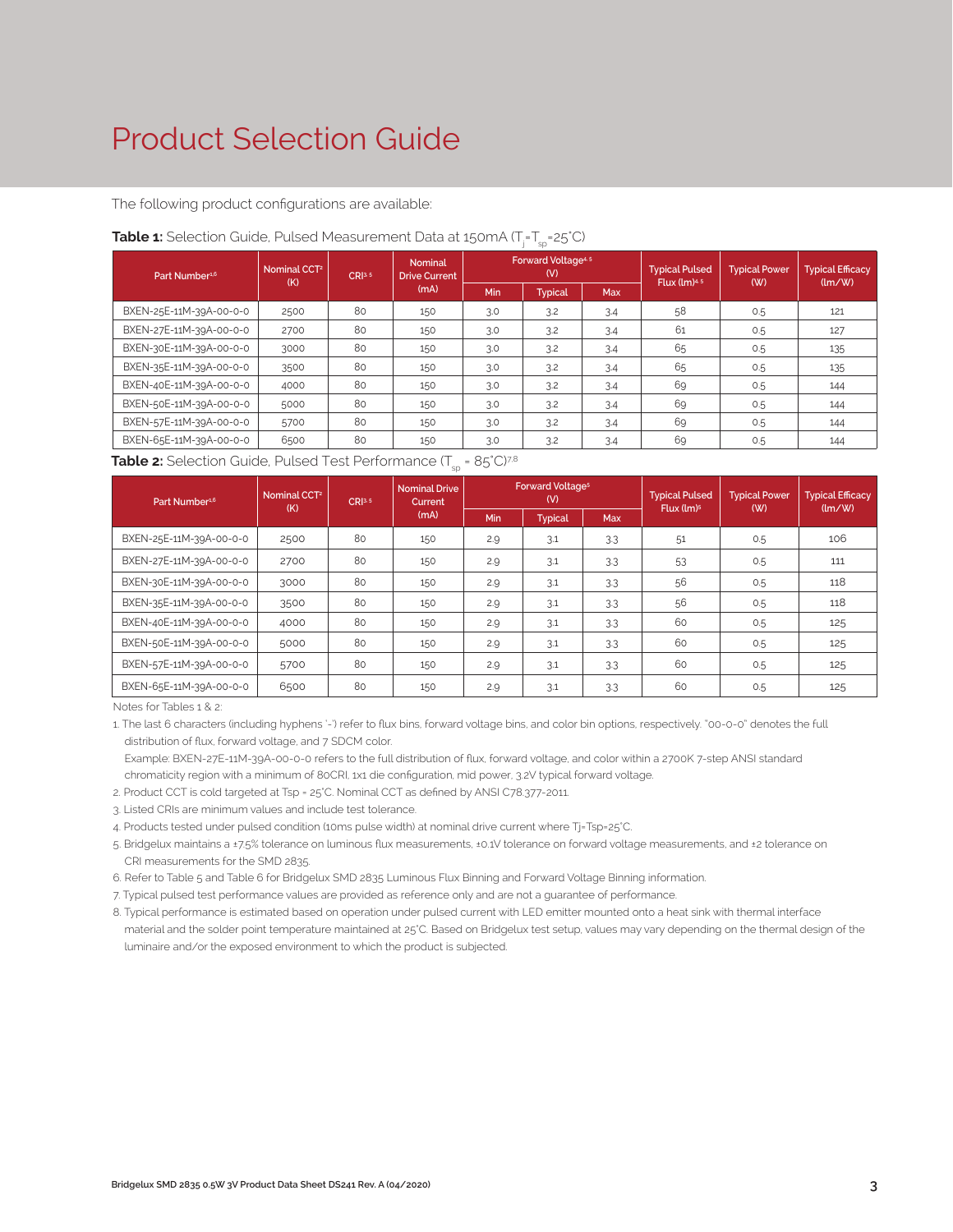# Product Selection Guide

The following product configurations are available:

**Table 1:** Selection Guide, Pulsed Measurement Data at 150mA ($T_j$=$T_{sp}$=25°C)

| Part Number[1,6] | Nominal CCT[2] (K) | CRI[3,5] | Nominal Drive Current (mA) | Forward Voltage[4,5] (V) | | | Typical Pulsed Flux (lm)[4,5] | Typical Power (W) | Typical Efficacy (lm/W) |
|---|---|---|---|---|---|---|---|---|---|
| | | | | Min | Typical | Max | | | |
| BXEN-25E-11M-39A-00-0-0 | 2500 | 80 | 150 | 3.0 | 3.2 | 3.4 | 58 | 0.5 | 121 |
| BXEN-27E-11M-39A-00-0-0 | 2700 | 80 | 150 | 3.0 | 3.2 | 3.4 | 61 | 0.5 | 127 |
| BXEN-30E-11M-39A-00-0-0 | 3000 | 80 | 150 | 3.0 | 3.2 | 3.4 | 65 | 0.5 | 135 |
| BXEN-35E-11M-39A-00-0-0 | 3500 | 80 | 150 | 3.0 | 3.2 | 3.4 | 65 | 0.5 | 135 |
| BXEN-40E-11M-39A-00-0-0 | 4000 | 80 | 150 | 3.0 | 3.2 | 3.4 | 69 | 0.5 | 144 |
| BXEN-50E-11M-39A-00-0-0 | 5000 | 80 | 150 | 3.0 | 3.2 | 3.4 | 69 | 0.5 | 144 |
| BXEN-57E-11M-39A-00-0-0 | 5700 | 80 | 150 | 3.0 | 3.2 | 3.4 | 69 | 0.5 | 144 |
| BXEN-65E-11M-39A-00-0-0 | 6500 | 80 | 150 | 3.0 | 3.2 | 3.4 | 69 | 0.5 | 144 |

**Table 2:** Selection Guide, Pulsed Test Performance ($T_{sp}$ = 85°C)[7,8]

| Part Number[1,6] | Nominal CCT[2] (K) | CRI[3,5] | Nominal Drive Current (mA) | Forward Voltage[5] (V) | | | Typical Pulsed Flux (lm)[5] | Typical Power (W) | Typical Efficacy (lm/W) |
|---|---|---|---|---|---|---|---|---|---|
| | | | | Min | Typical | Max | | | |
| BXEN-25E-11M-39A-00-0-0 | 2500 | 80 | 150 | 2.9 | 3.1 | 3.3 | 51 | 0.5 | 106 |
| BXEN-27E-11M-39A-00-0-0 | 2700 | 80 | 150 | 2.9 | 3.1 | 3.3 | 53 | 0.5 | 111 |
| BXEN-30E-11M-39A-00-0-0 | 3000 | 80 | 150 | 2.9 | 3.1 | 3.3 | 56 | 0.5 | 118 |
| BXEN-35E-11M-39A-00-0-0 | 3500 | 80 | 150 | 2.9 | 3.1 | 3.3 | 56 | 0.5 | 118 |
| BXEN-40E-11M-39A-00-0-0 | 4000 | 80 | 150 | 2.9 | 3.1 | 3.3 | 60 | 0.5 | 125 |
| BXEN-50E-11M-39A-00-0-0 | 5000 | 80 | 150 | 2.9 | 3.1 | 3.3 | 60 | 0.5 | 125 |
| BXEN-57E-11M-39A-00-0-0 | 5700 | 80 | 150 | 2.9 | 3.1 | 3.3 | 60 | 0.5 | 125 |
| BXEN-65E-11M-39A-00-0-0 | 6500 | 80 | 150 | 2.9 | 3.1 | 3.3 | 60 | 0.5 | 125 |

Notes for Tables 1 & 2:

1. The last 6 characters (including hyphens '-') refer to flux bins, forward voltage bins, and color bin options, respectively. "00-0-0" denotes the full distribution of flux, forward voltage, and 7 SDCM color.
   Example: BXEN-27E-11M-39A-00-0-0 refers to the full distribution of flux, forward voltage, and color within a 2700K 7-step ANSI standard chromaticity region with a minimum of 80CRI, 1x1 die configuration, mid power, 3.2V typical forward voltage.
2. Product CCT is cold targeted at Tsp = 25°C. Nominal CCT as defined by ANSI C78.377-2011.
3. Listed CRIs are minimum values and include test tolerance.
4. Products tested under pulsed condition (10ms pulse width) at nominal drive current where Tj=Tsp=25°C.
5. Bridgelux maintains a ±7.5% tolerance on luminous flux measurements, ±0.1V tolerance on forward voltage measurements, and ±2 tolerance on CRI measurements for the SMD 2835.
6. Refer to Table 5 and Table 6 for Bridgelux SMD 2835 Luminous Flux Binning and Forward Voltage Binning information.
7. Typical pulsed test performance values are provided as reference only and are not a guarantee of performance.
8. Typical performance is estimated based on operation under pulsed current with LED emitter mounted onto a heat sink with thermal interface material and the solder point temperature maintained at 25°C. Based on Bridgelux test setup, values may vary depending on the thermal design of the luminaire and/or the exposed environment to which the product is subjected.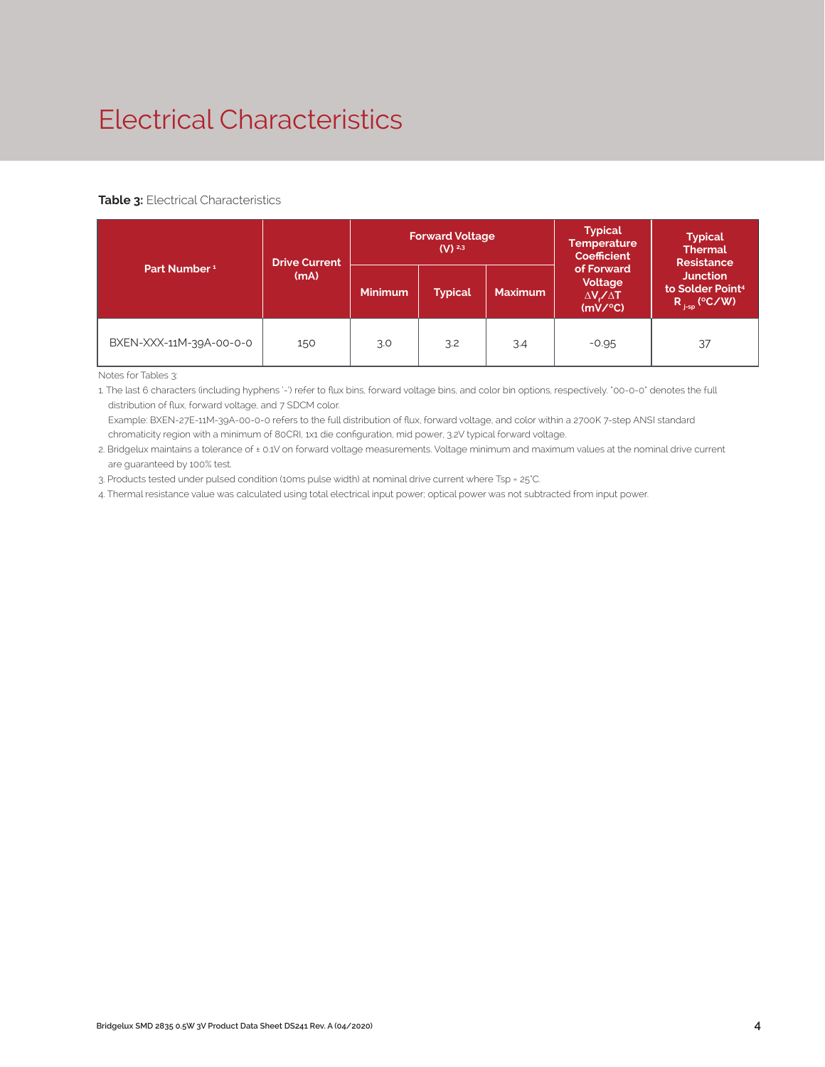# Electrical Characteristics

**Table 3:** Electrical Characteristics

| Part Number [1] | Drive Current (mA) | Forward Voltage (V) [2,3] | | | Typical Temperature Coefficient of Forward Voltage $\Delta V_f/\Delta T$ (mV/°C) | Typical Thermal Resistance Junction to Solder Point[4] $R_{j-sp}$ (°C/W) |
|---|---|---|---|---|---|---|
| | | Minimum | Typical | Maximum | | |
| BXEN-XXX-11M-39A-00-0-0 | 150 | 3.0 | 3.2 | 3.4 | -0.95 | 37 |

Notes for Tables 3:

1. The last 6 characters (including hyphens '-') refer to flux bins, forward voltage bins, and color bin options, respectively. "00-0-0" denotes the full distribution of flux, forward voltage, and 7 SDCM color.
   Example: BXEN-27E-11M-39A-00-0-0 refers to the full distribution of flux, forward voltage, and color within a 2700K 7-step ANSI standard chromaticity region with a minimum of 80CRI, 1x1 die configuration, mid power, 3.2V typical forward voltage.
2. Bridgelux maintains a tolerance of ± 0.1V on forward voltage measurements. Voltage minimum and maximum values at the nominal drive current are guaranteed by 100% test.
3. Products tested under pulsed condition (10ms pulse width) at nominal drive current where Tsp = 25°C.
4. Thermal resistance value was calculated using total electrical input power; optical power was not subtracted from input power.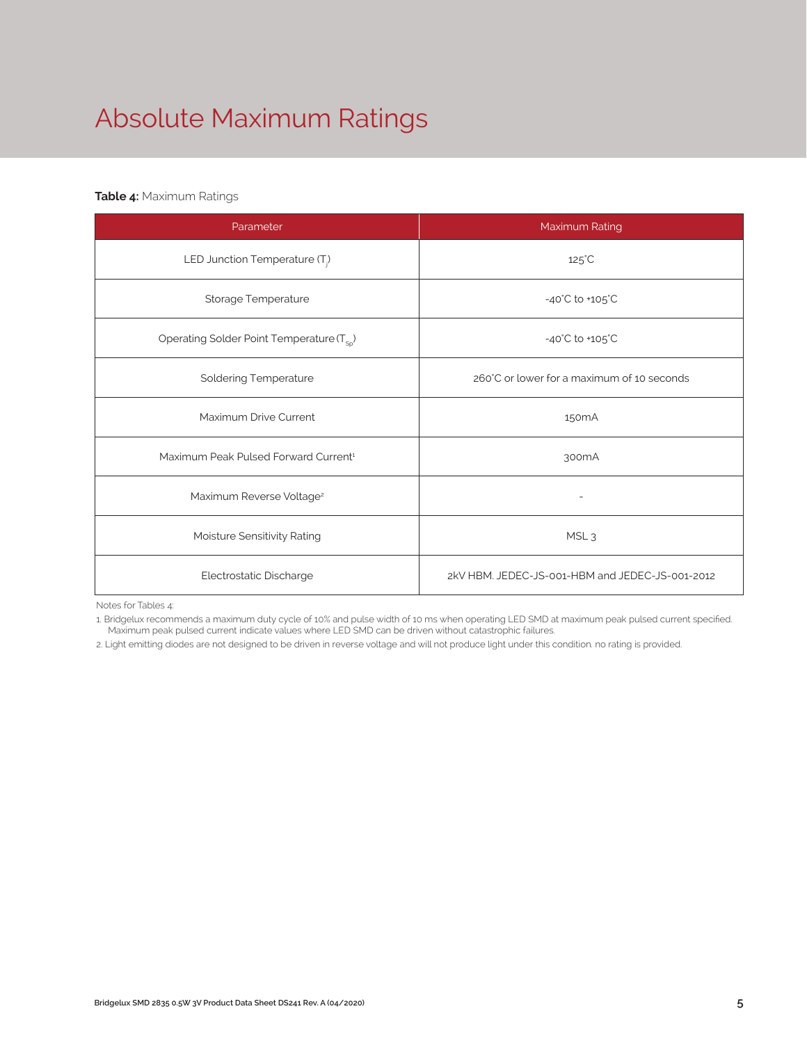# Absolute Maximum Ratings

**Table 4:** Maximum Ratings

| Parameter | Maximum Rating |
|---|---|
| LED Junction Temperature ($T_j$) | 125°C |
| Storage Temperature | -40°C to +105°C |
| Operating Solder Point Temperature ($T_{Sp}$) | -40°C to +105°C |
| Soldering Temperature | 260°C or lower for a maximum of 10 seconds |
| Maximum Drive Current | 150mA |
| Maximum Peak Pulsed Forward Current[1] | 300mA |
| Maximum Reverse Voltage[2] | - |
| Moisture Sensitivity Rating | MSL 3 |
| Electrostatic Discharge | 2kV HBM. JEDEC-JS-001-HBM and JEDEC-JS-001-2012 |

Notes for Tables 4:

1. Bridgelux recommends a maximum duty cycle of 10% and pulse width of 10 ms when operating LED SMD at maximum peak pulsed current specified. Maximum peak pulsed current indicate values where LED SMD can be driven without catastrophic failures.
2. Light emitting diodes are not designed to be driven in reverse voltage and will not produce light under this condition. no rating is provided.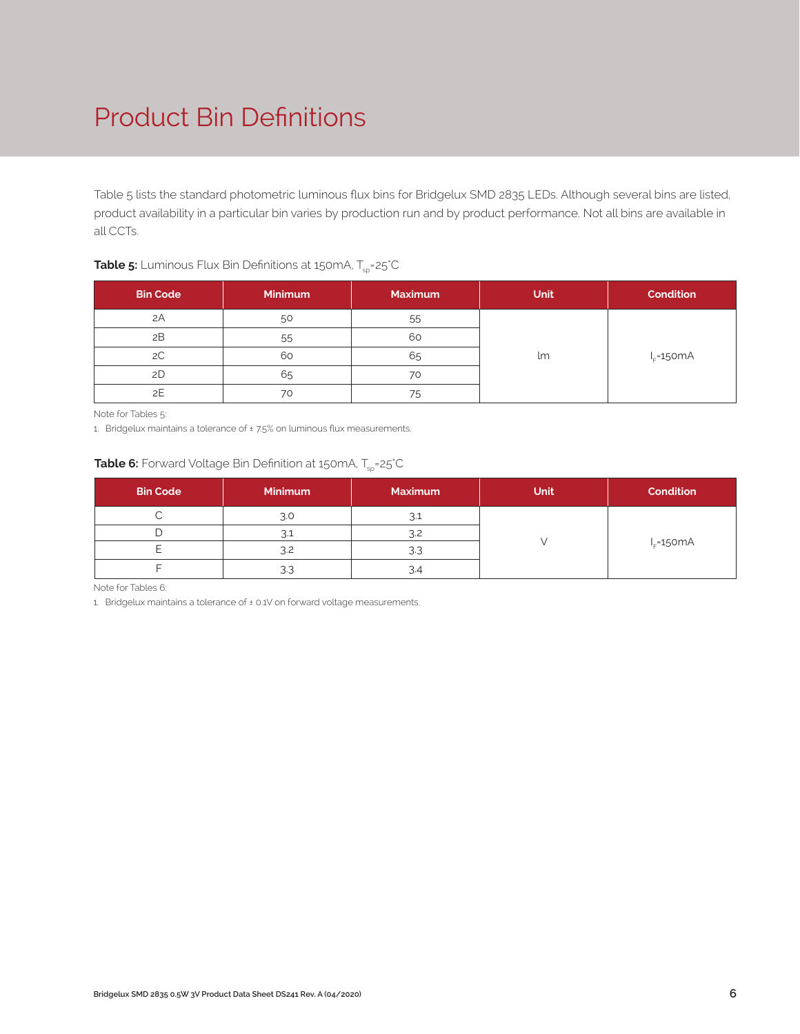# Product Bin Definitions

Table 5 lists the standard photometric luminous flux bins for Bridgelux SMD 2835 LEDs. Although several bins are listed, product availability in a particular bin varies by production run and by product performance. Not all bins are available in all CCTs.

**Table 5:** Luminous Flux Bin Definitions at 150mA, $T_{sp}$=25°C

| Bin Code | Minimum | Maximum | Unit | Condition |
|---|---|---|---|---|
| 2A | 50 | 55 | lm | $I_F$=150mA |
| 2B | 55 | 60 | | |
| 2C | 60 | 65 | | |
| 2D | 65 | 70 | | |
| 2E | 70 | 75 | | |

Note for Tables 5:

1. Bridgelux maintains a tolerance of ± 7.5% on luminous flux measurements.

**Table 6:** Forward Voltage Bin Definition at 150mA, $T_{sp}$=25°C

| Bin Code | Minimum | Maximum | Unit | Condition |
|---|---|---|---|---|
| C | 3.0 | 3.1 | V | $I_F$=150mA |
| D | 3.1 | 3.2 | | |
| E | 3.2 | 3.3 | | |
| F | 3.3 | 3.4 | | |

Note for Tables 6:

1. Bridgelux maintains a tolerance of ± 0.1V on forward voltage measurements.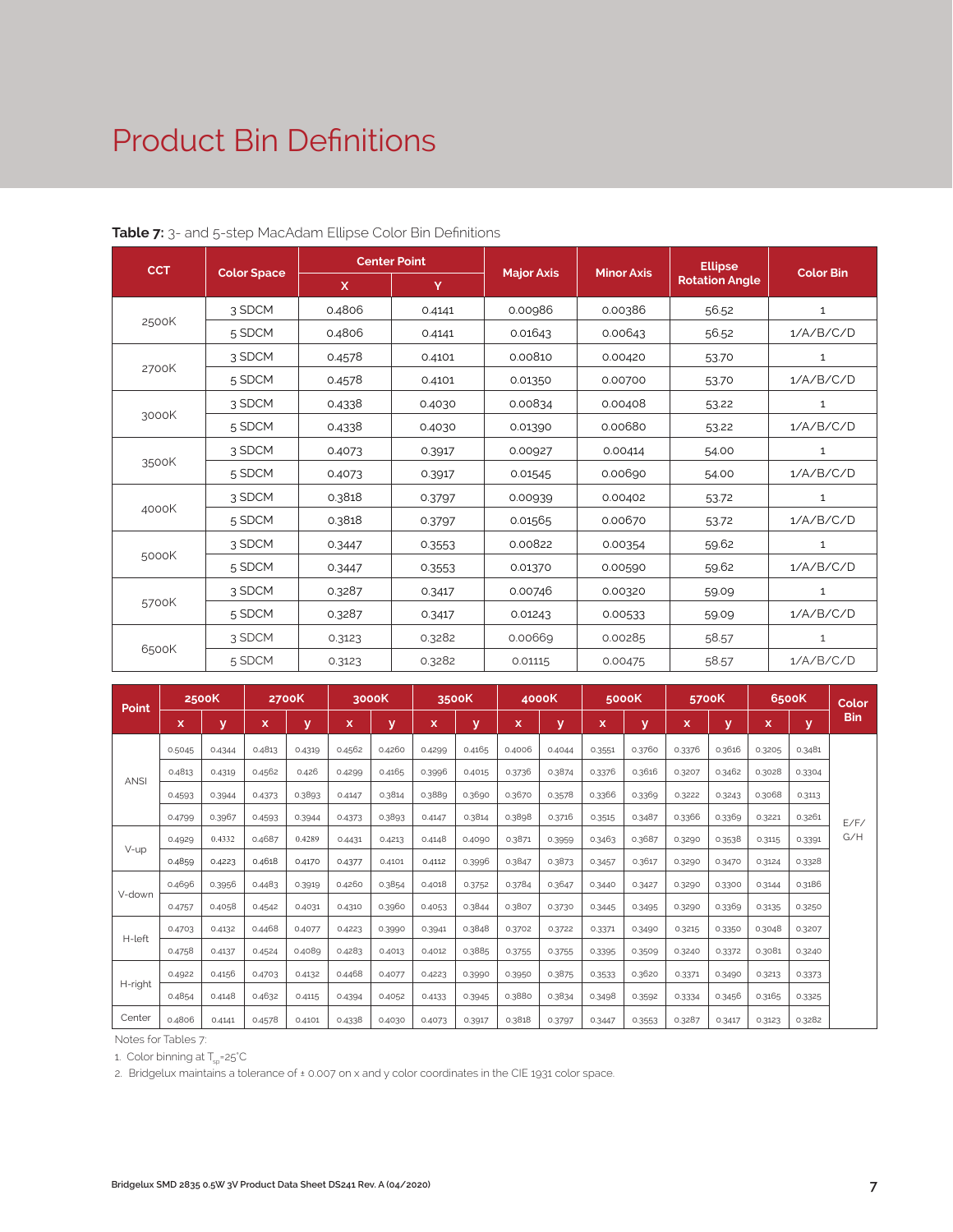# Product Bin Definitions

**Table 7:** 3- and 5-step MacAdam Ellipse Color Bin Definitions

| CCT | Color Space | Center Point | | Major Axis | Minor Axis | Ellipse Rotation Angle | Color Bin |
|---|---|---|---|---|---|---|---|
| | | X | Y | | | | |
| 2500K | 3 SDCM | 0.4806 | 0.4141 | 0.00986 | 0.00386 | 56.52 | 1 |
| | 5 SDCM | 0.4806 | 0.4141 | 0.01643 | 0.00643 | 56.52 | 1/A/B/C/D |
| 2700K | 3 SDCM | 0.4578 | 0.4101 | 0.00810 | 0.00420 | 53.70 | 1 |
| | 5 SDCM | 0.4578 | 0.4101 | 0.01350 | 0.00700 | 53.70 | 1/A/B/C/D |
| 3000K | 3 SDCM | 0.4338 | 0.4030 | 0.00834 | 0.00408 | 53.22 | 1 |
| | 5 SDCM | 0.4338 | 0.4030 | 0.01390 | 0.00680 | 53.22 | 1/A/B/C/D |
| 3500K | 3 SDCM | 0.4073 | 0.3917 | 0.00927 | 0.00414 | 54.00 | 1 |
| | 5 SDCM | 0.4073 | 0.3917 | 0.01545 | 0.00690 | 54.00 | 1/A/B/C/D |
| 4000K | 3 SDCM | 0.3818 | 0.3797 | 0.00939 | 0.00402 | 53.72 | 1 |
| | 5 SDCM | 0.3818 | 0.3797 | 0.01565 | 0.00670 | 53.72 | 1/A/B/C/D |
| 5000K | 3 SDCM | 0.3447 | 0.3553 | 0.00822 | 0.00354 | 59.62 | 1 |
| | 5 SDCM | 0.3447 | 0.3553 | 0.01370 | 0.00590 | 59.62 | 1/A/B/C/D |
| 5700K | 3 SDCM | 0.3287 | 0.3417 | 0.00746 | 0.00320 | 59.09 | 1 |
| | 5 SDCM | 0.3287 | 0.3417 | 0.01243 | 0.00533 | 59.09 | 1/A/B/C/D |
| 6500K | 3 SDCM | 0.3123 | 0.3282 | 0.00669 | 0.00285 | 58.57 | 1 |
| | 5 SDCM | 0.3123 | 0.3282 | 0.01115 | 0.00475 | 58.57 | 1/A/B/C/D |

| Point | 2500K | | 2700K | | 3000K | | 3500K | | 4000K | | 5000K | | 5700K | | 6500K | | Color Bin |
|---|---|---|---|---|---|---|---|---|---|---|---|---|---|---|---|---|---|
| | x | y | x | y | x | y | x | y | x | y | x | y | x | y | x | y | |
| ANSI | 0.5045 | 0.4344 | 0.4813 | 0.4319 | 0.4562 | 0.4260 | 0.4299 | 0.4165 | 0.4006 | 0.4044 | 0.3551 | 0.3760 | 0.3376 | 0.3616 | 0.3205 | 0.3481 | E/F/G/H |
| | 0.4813 | 0.4319 | 0.4562 | 0.426 | 0.4299 | 0.4165 | 0.3996 | 0.4015 | 0.3736 | 0.3874 | 0.3376 | 0.3616 | 0.3207 | 0.3462 | 0.3028 | 0.3304 | |
| | 0.4593 | 0.3944 | 0.4373 | 0.3893 | 0.4147 | 0.3814 | 0.3889 | 0.3690 | 0.3670 | 0.3578 | 0.3366 | 0.3369 | 0.3222 | 0.3243 | 0.3068 | 0.3113 | |
| | 0.4799 | 0.3967 | 0.4593 | 0.3944 | 0.4373 | 0.3893 | 0.4147 | 0.3814 | 0.3898 | 0.3716 | 0.3515 | 0.3487 | 0.3366 | 0.3369 | 0.3221 | 0.3261 | |
| V-up | 0.4929 | 0.4332 | 0.4687 | 0.4289 | 0.4431 | 0.4213 | 0.4148 | 0.4090 | 0.3871 | 0.3959 | 0.3463 | 0.3687 | 0.3290 | 0.3538 | 0.3115 | 0.3391 | |
| | 0.4859 | 0.4223 | 0.4618 | 0.4170 | 0.4377 | 0.4101 | 0.4112 | 0.3996 | 0.3847 | 0.3873 | 0.3457 | 0.3617 | 0.3290 | 0.3470 | 0.3124 | 0.3328 | |
| V-down | 0.4696 | 0.3956 | 0.4483 | 0.3919 | 0.4260 | 0.3854 | 0.4018 | 0.3752 | 0.3784 | 0.3647 | 0.3440 | 0.3427 | 0.3290 | 0.3300 | 0.3144 | 0.3186 | |
| | 0.4757 | 0.4058 | 0.4542 | 0.4031 | 0.4310 | 0.3960 | 0.4053 | 0.3844 | 0.3807 | 0.3730 | 0.3445 | 0.3495 | 0.3290 | 0.3369 | 0.3135 | 0.3250 | |
| H-left | 0.4703 | 0.4132 | 0.4468 | 0.4077 | 0.4223 | 0.3990 | 0.3941 | 0.3848 | 0.3702 | 0.3722 | 0.3371 | 0.3490 | 0.3215 | 0.3350 | 0.3048 | 0.3207 | |
| | 0.4758 | 0.4137 | 0.4524 | 0.4089 | 0.4283 | 0.4013 | 0.4012 | 0.3885 | 0.3755 | 0.3755 | 0.3395 | 0.3509 | 0.3240 | 0.3372 | 0.3081 | 0.3240 | |
| H-right | 0.4922 | 0.4156 | 0.4703 | 0.4132 | 0.4468 | 0.4077 | 0.4223 | 0.3990 | 0.3950 | 0.3875 | 0.3533 | 0.3620 | 0.3371 | 0.3490 | 0.3213 | 0.3373 | |
| | 0.4854 | 0.4148 | 0.4632 | 0.4115 | 0.4394 | 0.4052 | 0.4133 | 0.3945 | 0.3880 | 0.3834 | 0.3498 | 0.3592 | 0.3334 | 0.3456 | 0.3165 | 0.3325 | |
| Center | 0.4806 | 0.4141 | 0.4578 | 0.4101 | 0.4338 | 0.4030 | 0.4073 | 0.3917 | 0.3818 | 0.3797 | 0.3447 | 0.3553 | 0.3287 | 0.3417 | 0.3123 | 0.3282 | |

Notes for Tables 7:

1. Color binning at $T_{sp}$=25°C
2. Bridgelux maintains a tolerance of ± 0.007 on x and y color coordinates in the CIE 1931 color space.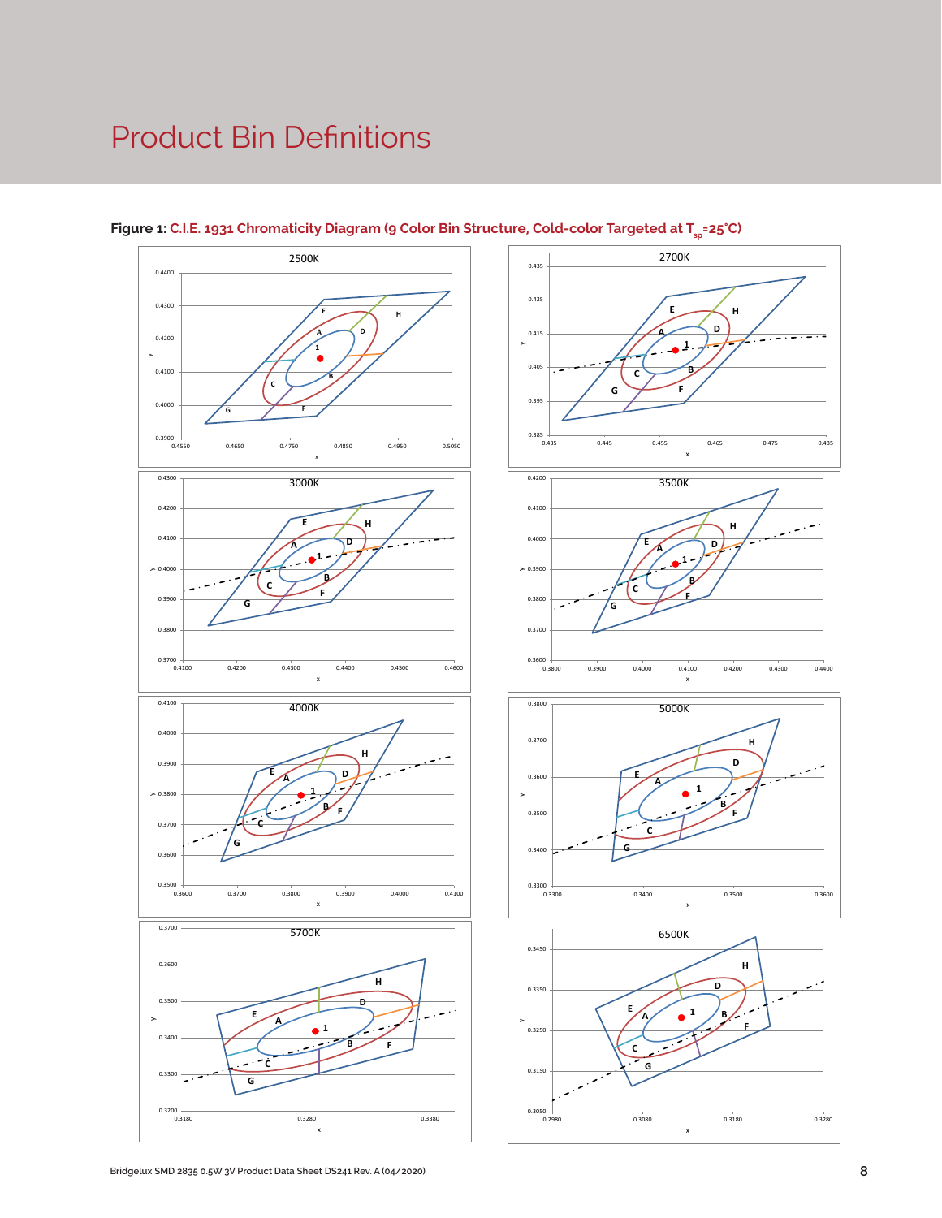# Product Bin Definitions

**Figure 1:** C.I.E. 1931 Chromaticity Diagram (9 Color Bin Structure, Cold-color Targeted at $T_{sp}$=25°C)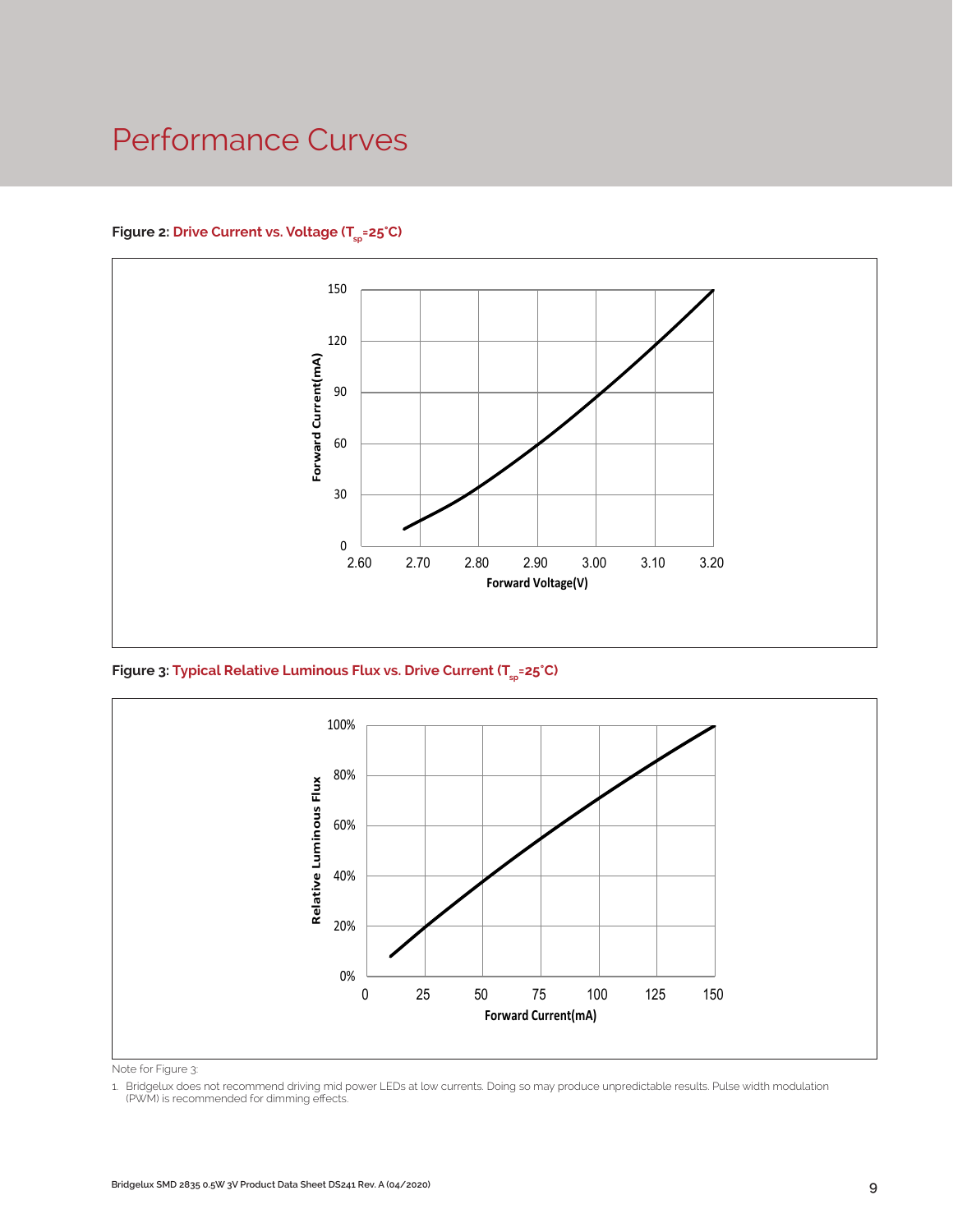# Performance Curves

**Figure 2: Drive Current vs. Voltage ($T_{sp}$=25°C)**

**Figure 3: Typical Relative Luminous Flux vs. Drive Current ($T_{sp}$=25°C)**

Note for Figure 3:

1. Bridgelux does not recommend driving mid power LEDs at low currents. Doing so may produce unpredictable results. Pulse width modulation (PWM) is recommended for dimming effects.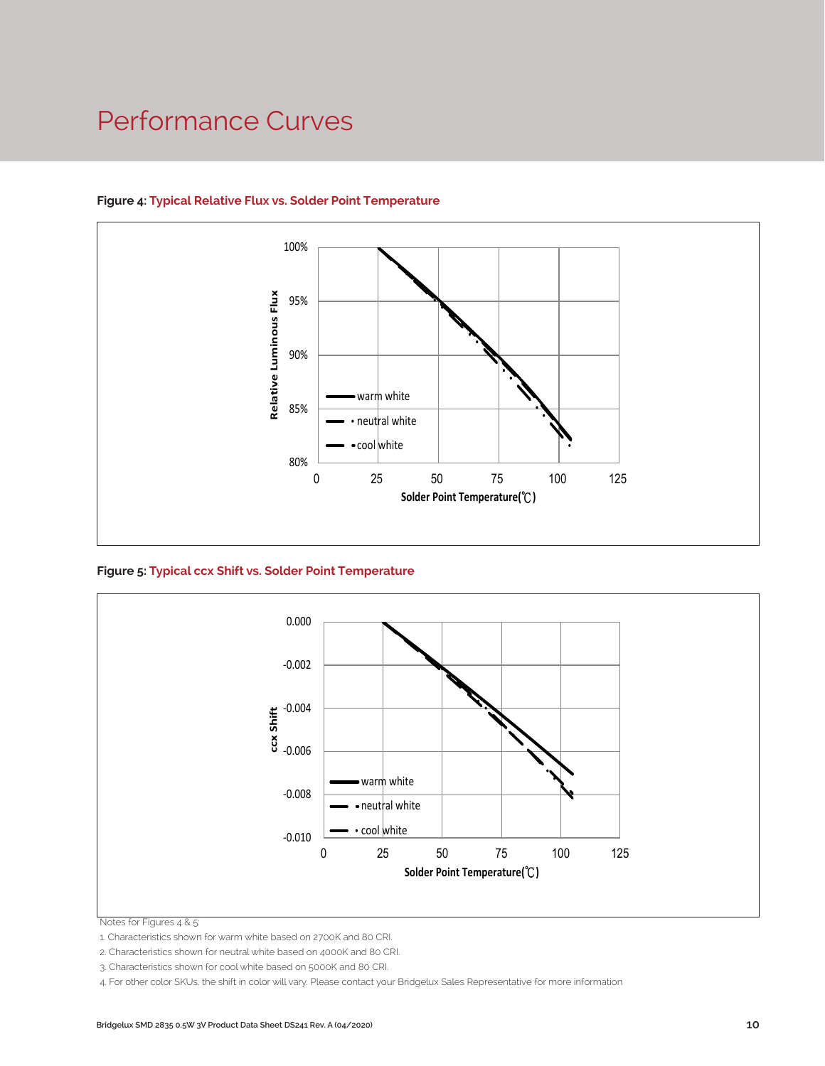# Performance Curves

**Figure 4: Typical Relative Flux vs. Solder Point Temperature**

**Figure 5: Typical ccx Shift vs. Solder Point Temperature**

Notes for Figures 4 & 5:

1. Characteristics shown for warm white based on 2700K and 80 CRI.
2. Characteristics shown for neutral white based on 4000K and 80 CRI.
3. Characteristics shown for cool white based on 5000K and 80 CRI.
4. For other color SKUs, the shift in color will vary. Please contact your Bridgelux Sales Representative for more information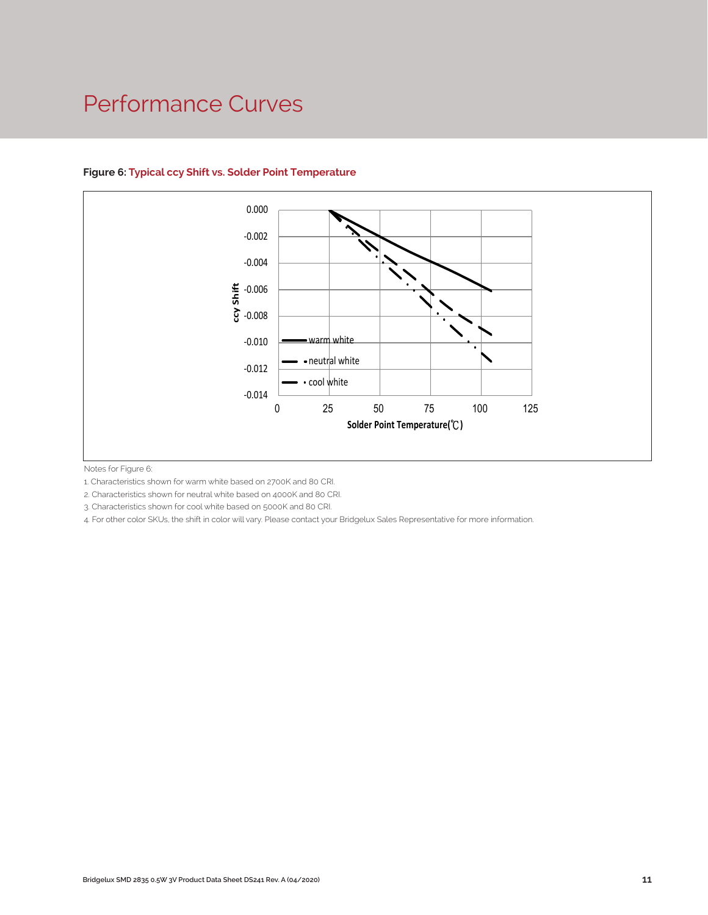# Performance Curves

**Figure 6: Typical ccy Shift vs. Solder Point Temperature**

Notes for Figure 6:

1. Characteristics shown for warm white based on 2700K and 80 CRI.
2. Characteristics shown for neutral white based on 4000K and 80 CRI.
3. Characteristics shown for cool white based on 5000K and 80 CRI.
4. For other color SKUs, the shift in color will vary. Please contact your Bridgelux Sales Representative for more information.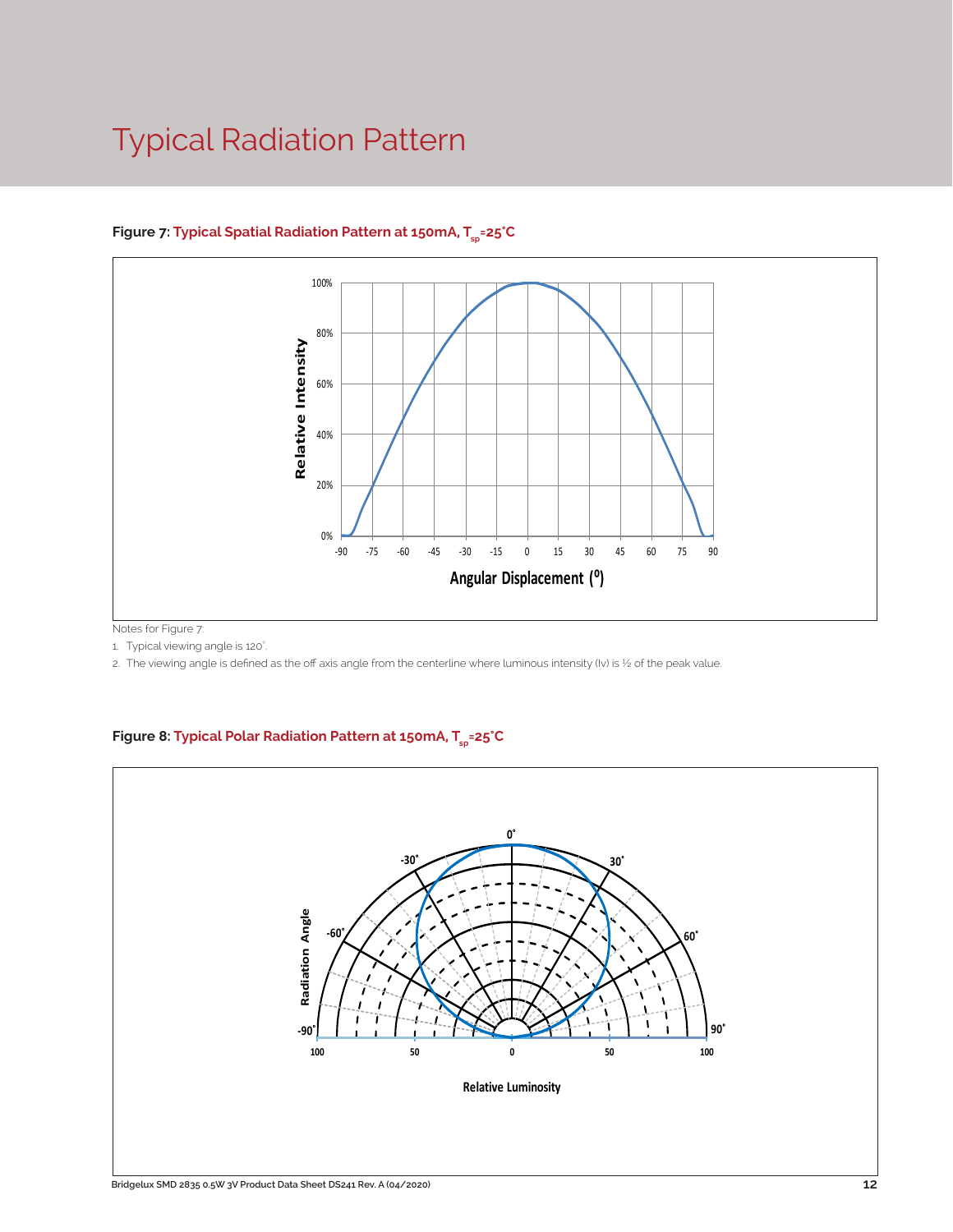# Typical Radiation Pattern

**Figure 7: Typical Spatial Radiation Pattern at 150mA, $T_{sp}$=25°C**

Notes for Figure 7:

1. Typical viewing angle is 120°.
2. The viewing angle is defined as the off axis angle from the centerline where luminous intensity (Iv) is ½ of the peak value.

**Figure 8: Typical Polar Radiation Pattern at 150mA, $T_{sp}$=25°C**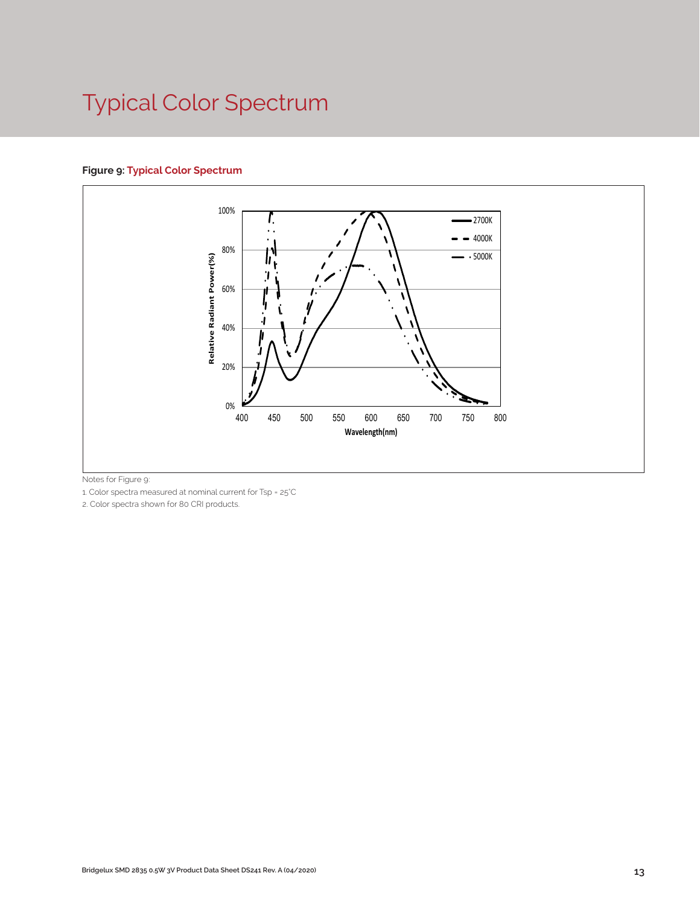# Typical Color Spectrum

**Figure 9: Typical Color Spectrum**

Notes for Figure 9:

1. Color spectra measured at nominal current for Tsp = 25°C
2. Color spectra shown for 80 CRI products.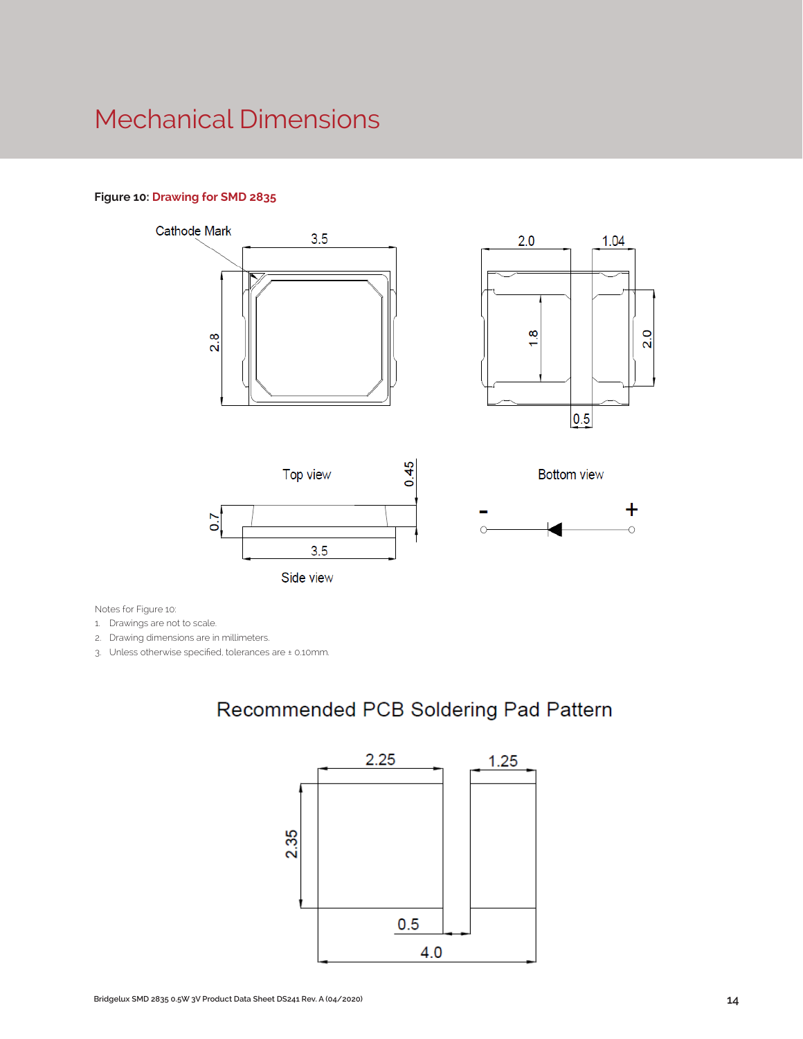# Mechanical Dimensions

**Figure 10:** **Drawing for SMD 2835**

Cathode Mark

3.5

2.8

2.0

1.04

1.8

2.0

0.5

Top view

Bottom view

0.45

0.7

3.5

Side view

\-

\+

Notes for Figure 10:

1. Drawings are not to scale.
2. Drawing dimensions are in millimeters.
3. Unless otherwise specified, tolerances are ± 0.10mm.

## Recommended PCB Soldering Pad Pattern

2.25

1.25

2.35

0.5

4.0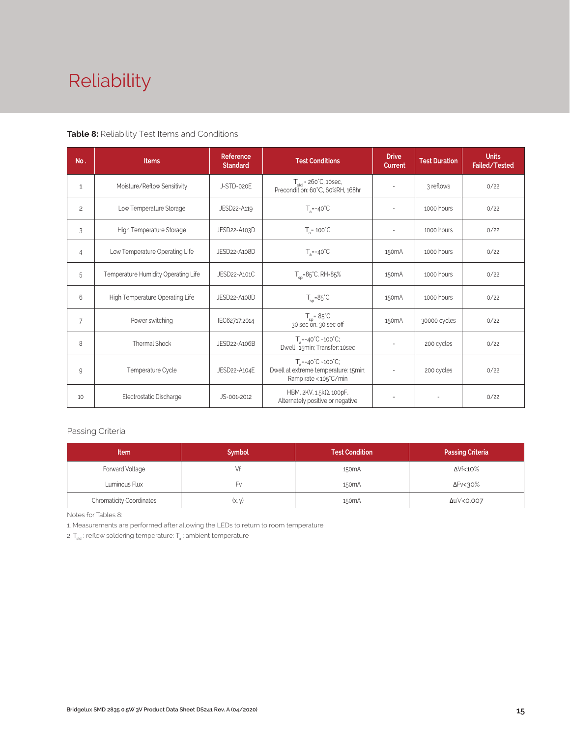# Reliability

**Table 8:** Reliability Test Items and Conditions

| No. | Items | Reference Standard | Test Conditions | Drive Current | Test Duration | Units Failed/Tested |
|---|---|---|---|---|---|---|
| 1 | Moisture/Reflow Sensitivity | J-STD-020E | $T_{sld}$ = 260°C, 10sec, Precondition: 60°C, 60%RH, 168hr | - | 3 reflows | 0/22 |
| 2 | Low Temperature Storage | JESD22-A119 | $T_a$=-40°C | - | 1000 hours | 0/22 |
| 3 | High Temperature Storage | JESD22-A103D | $T_a$= 100°C | - | 1000 hours | 0/22 |
| 4 | Low Temperature Operating Life | JESD22-A108D | $T_a$=-40°C | 150mA | 1000 hours | 0/22 |
| 5 | Temperature Humidity Operating Life | JESD22-A101C | $T_{sp}$=85°C, RH=85% | 150mA | 1000 hours | 0/22 |
| 6 | High Temperature Operating Life | JESD22-A108D | $T_{sp}$=85°C | 150mA | 1000 hours | 0/22 |
| 7 | Power switching | IEC62717:2014 | $T_{sp}$= 85°C 30 sec on, 30 sec off | 150mA | 30000 cycles | 0/22 |
| 8 | Thermal Shock | JESD22-A106B | $T_a$=-40°C ~100°C; Dwell : 15min; Transfer: 10sec | - | 200 cycles | 0/22 |
| 9 | Temperature Cycle | JESD22-A104E | $T_a$=-40°C ~100°C; Dwell at extreme temperature: 15min; Ramp rate < 105°C/min | - | 200 cycles | 0/22 |
| 10 | Electrostatic Discharge | JS-001-2012 | HBM, 2KV, 1.5kΩ, 100pF, Alternately positive or negative | - | - | 0/22 |

Passing Criteria

| Item | Symbol | Test Condition | Passing Criteria |
|---|---|---|---|
| Forward Voltage | Vf | 150mA | ΔVf<10% |
| Luminous Flux | Fv | 150mA | ΔFv<30% |
| Chromaticity Coordinates | (x, y) | 150mA | Δu'v'<0.007 |

Notes for Tables 8:

1. Measurements are performed after allowing the LEDs to return to room temperature
2. $T_{sld}$ : reflow soldering temperature; $T_a$ : ambient temperature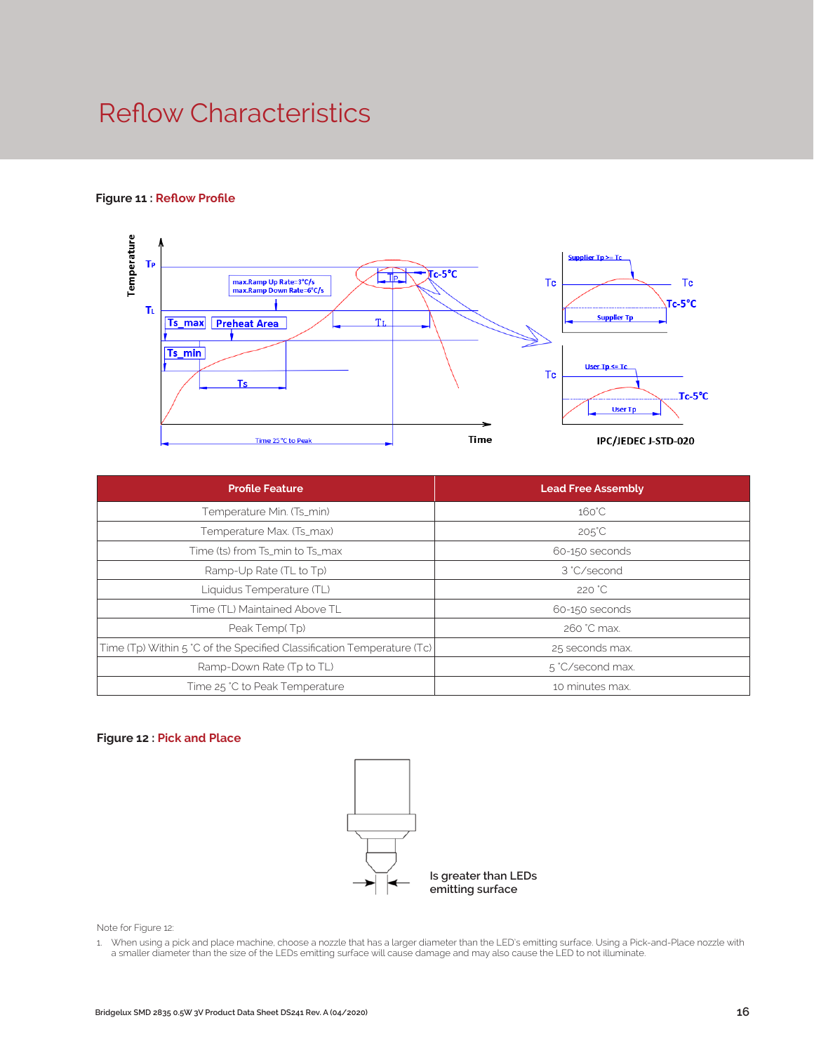# Reflow Characteristics

**Figure 11 : Reflow Profile**

| Profile Feature | Lead Free Assembly |
|---|---|
| Temperature Min. (Ts_min) | 160°C |
| Temperature Max. (Ts_max) | 205°C |
| Time (ts) from Ts_min to Ts_max | 60-150 seconds |
| Ramp-Up Rate (TL to Tp) | 3 °C/second |
| Liquidus Temperature (TL) | 220 °C |
| Time (TL) Maintained Above TL | 60-150 seconds |
| Peak Temp( Tp) | 260 °C max. |
| Time (Tp) Within 5 °C of the Specified Classification Temperature (Tc) | 25 seconds max. |
| Ramp-Down Rate (Tp to TL) | 5 °C/second max. |
| Time 25 °C to Peak Temperature | 10 minutes max. |

**Figure 12 : Pick and Place**

Is greater than LEDs emitting surface

Note for Figure 12:

1. When using a pick and place machine, choose a nozzle that has a larger diameter than the LED's emitting surface. Using a Pick-and-Place nozzle with a smaller diameter than the size of the LEDs emitting surface will cause damage and may also cause the LED to not illuminate.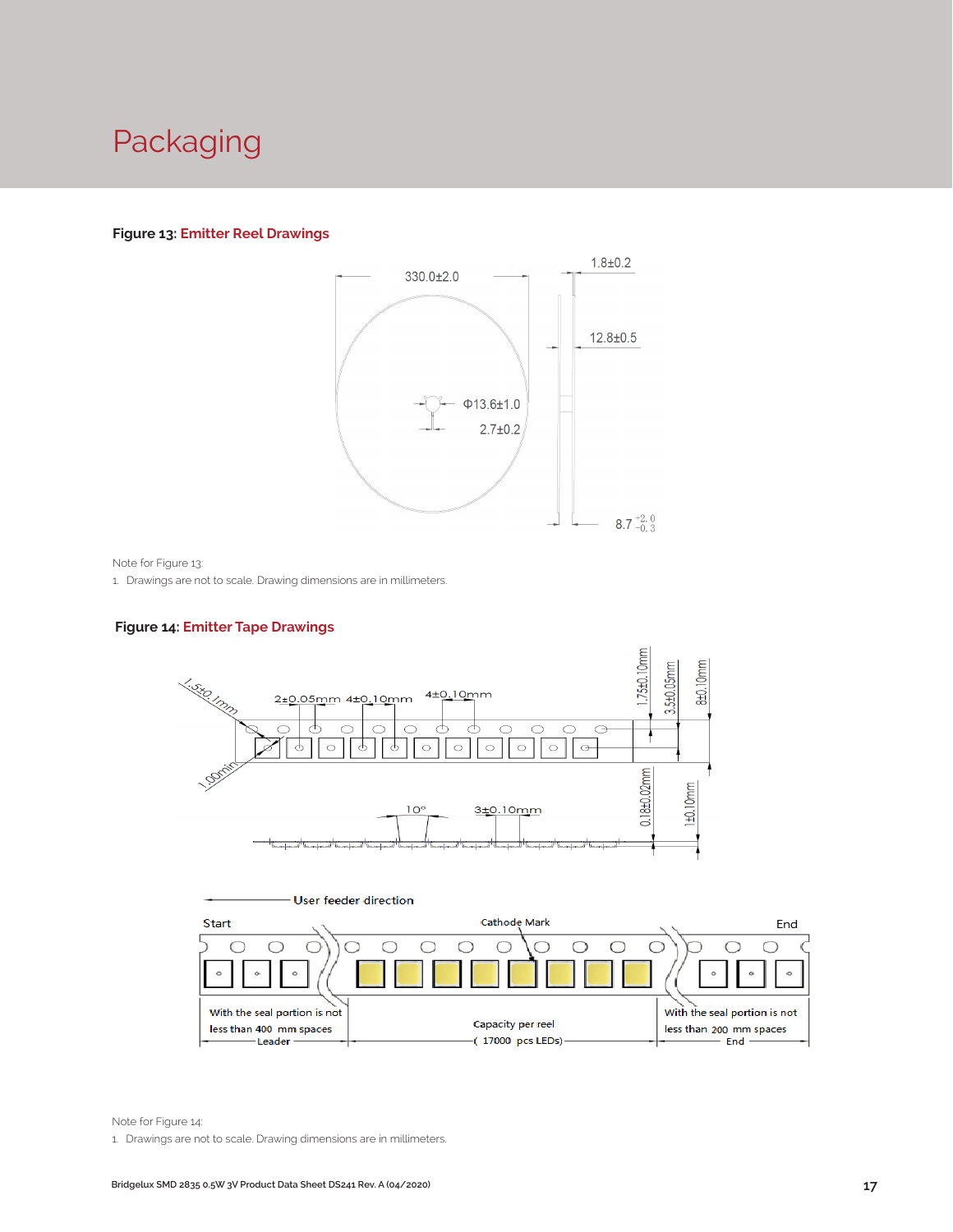# Packaging

**Figure 13: Emitter Reel Drawings**

Note for Figure 13:

1. Drawings are not to scale. Drawing dimensions are in millimeters.

**Figure 14: Emitter Tape Drawings**

Note for Figure 14:

1. Drawings are not to scale. Drawing dimensions are in millimeters.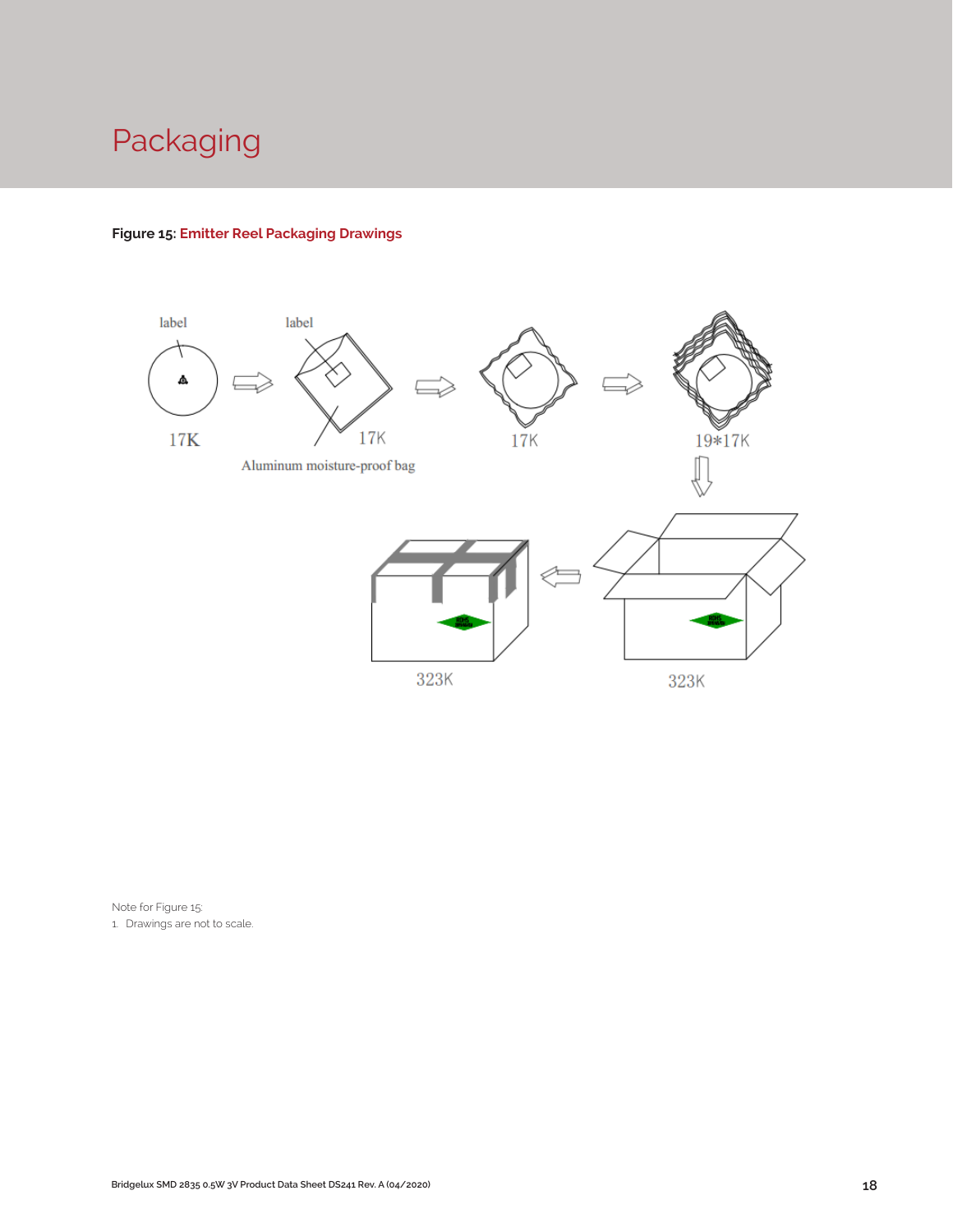# Packaging

**Figure 15: Emitter Reel Packaging Drawings**

label

label

17K

17K

Aluminum moisture-proof bag

17K

19*17K

323K

323K

Note for Figure 15:

1. Drawings are not to scale.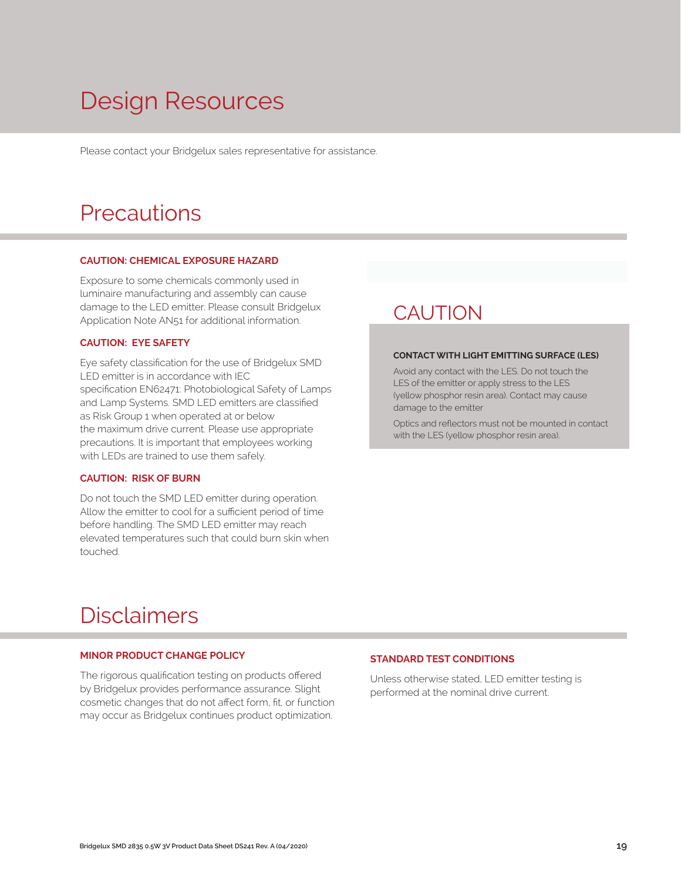# Design Resources

Please contact your Bridgelux sales representative for assistance.

# Precautions

**CAUTION: CHEMICAL EXPOSURE HAZARD**

Exposure to some chemicals commonly used in luminaire manufacturing and assembly can cause damage to the LED emitter. Please consult Bridgelux Application Note AN51 for additional information.

**CAUTION: EYE SAFETY**

Eye safety classification for the use of Bridgelux SMD LED emitter is in accordance with IEC specification EN62471: Photobiological Safety of Lamps and Lamp Systems. SMD LED emitters are classified as Risk Group 1 when operated at or below the maximum drive current. Please use appropriate precautions. It is important that employees working with LEDs are trained to use them safely.

**CAUTION: RISK OF BURN**

Do not touch the SMD LED emitter during operation. Allow the emitter to cool for a sufficient period of time before handling. The SMD LED emitter may reach elevated temperatures such that could burn skin when touched.

## CAUTION

**CONTACT WITH LIGHT EMITTING SURFACE (LES)**

Avoid any contact with the LES. Do not touch the LES of the emitter or apply stress to the LES (yellow phosphor resin area). Contact may cause damage to the emitter

Optics and reflectors must not be mounted in contact with the LES (yellow phosphor resin area).

# Disclaimers

**MINOR PRODUCT CHANGE POLICY**

The rigorous qualification testing on products offered by Bridgelux provides performance assurance. Slight cosmetic changes that do not affect form, fit, or function may occur as Bridgelux continues product optimization.

**STANDARD TEST CONDITIONS**

Unless otherwise stated, LED emitter testing is performed at the nominal drive current.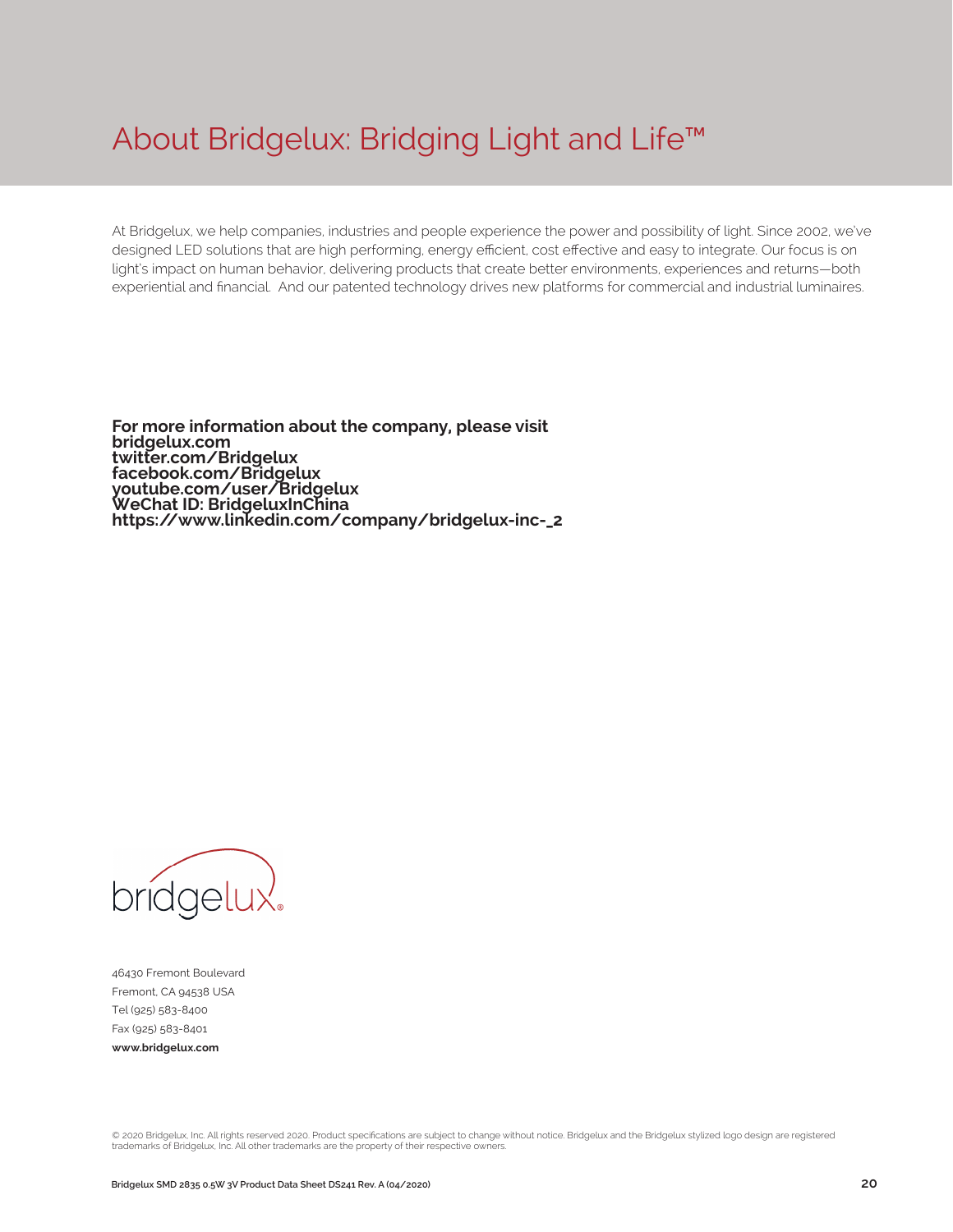# About Bridgelux: Bridging Light and Life™

At Bridgelux, we help companies, industries and people experience the power and possibility of light. Since 2002, we've designed LED solutions that are high performing, energy efficient, cost effective and easy to integrate. Our focus is on light's impact on human behavior, delivering products that create better environments, experiences and returns—both experiential and financial. And our patented technology drives new platforms for commercial and industrial luminaires.

**For more information about the company, please visit**
**bridgelux.com**
**twitter.com/Bridgelux**
**facebook.com/Bridgelux**
**youtube.com/user/Bridgelux**
**WeChat ID: BridgeluxInChina**
**https://www.linkedin.com/company/bridgelux-inc-_2**

46430 Fremont Boulevard
Fremont, CA 94538 USA
Tel (925) 583-8400
Fax (925) 583-8401
**www.bridgelux.com**

© 2020 Bridgelux, Inc. All rights reserved 2020. Product specifications are subject to change without notice. Bridgelux and the Bridgelux stylized logo design are registered trademarks of Bridgelux, Inc. All other trademarks are the property of their respective owners.